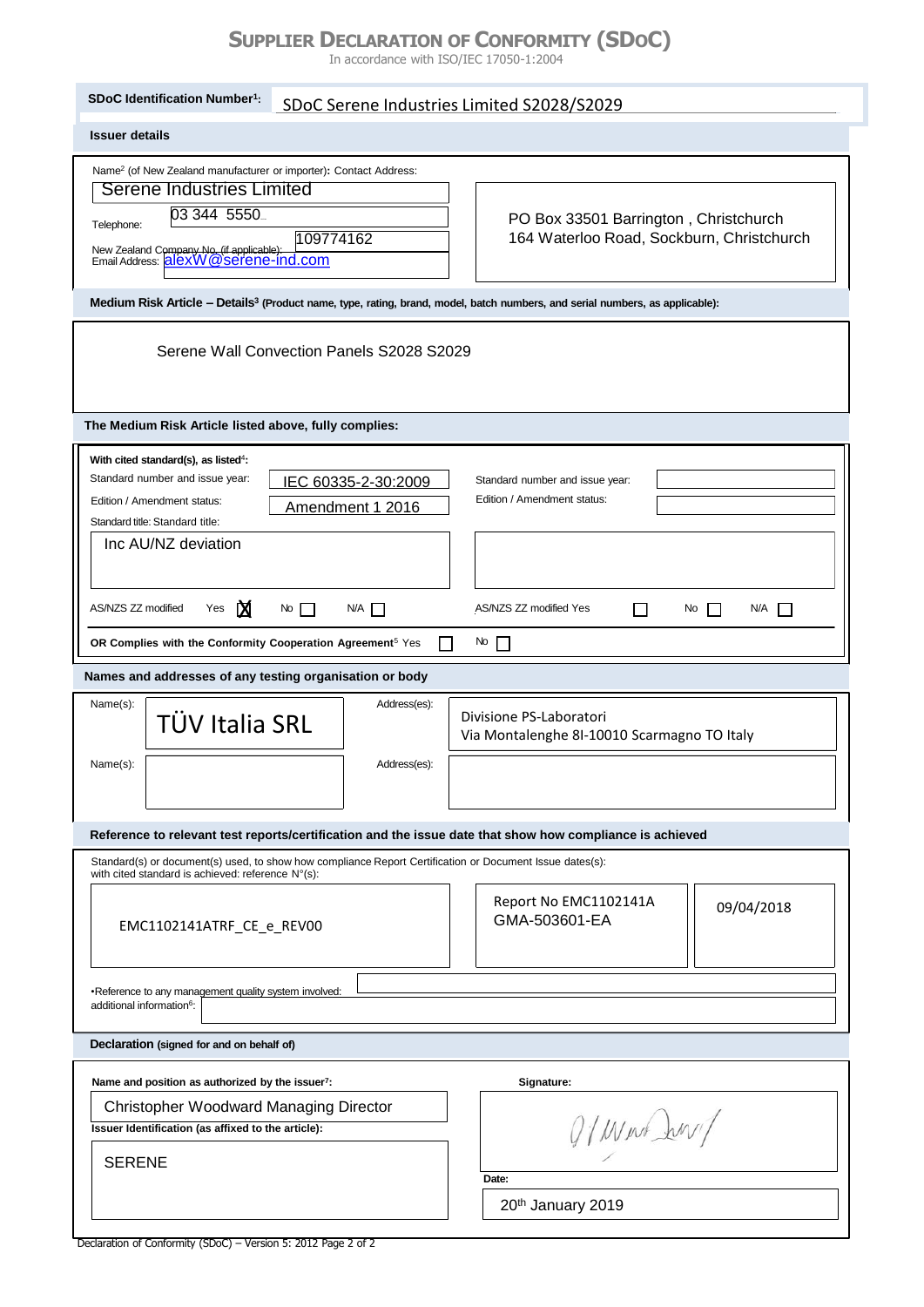# SUPPLIER DECLARATION OF CONFORMITY (SDoC)

In accordance with ISO/IEC 17050-1:2004

**SDoC Identification Number[1]:** SDoC Serene Industries Limited S2028/S2029

## Issuer details

Name[2] (of New Zealand manufacturer or importer): Serene Industries Limited

Telephone: 03 344 5550

New Zealand Company No. (if applicable): 109774162

Email Address: alexW@serene-ind.com

Contact Address:
PO Box 33501 Barrington , Christchurch
164 Waterloo Road, Sockburn, Christchurch

## Medium Risk Article – Details[3] (Product name, type, rating, brand, model, batch numbers, and serial numbers, as applicable):

Serene Wall Convection Panels S2028 S2029

## The Medium Risk Article listed above, fully complies:

**With cited standard(s), as listed[4]:**

| | | | |
|---|---|---|---|
| Standard number and issue year: | IEC 60335-2-30:2009 | Standard number and issue year: | |
| Edition / Amendment status: | Amendment 1 2016 | Edition / Amendment status: | |
| Standard title: Standard title: | Inc AU/NZ deviation | | |
| AS/NZS ZZ modified | Yes ☒ No ☐ N/A ☐ | AS/NZS ZZ modified | Yes ☐ No ☐ N/A ☐ |

**OR Complies with the Conformity Cooperation Agreement[5]** Yes ☐ No ☐

## Names and addresses of any testing organisation or body

| Name(s): | Address(es): |
|---|---|
| TÜV Italia SRL | Divisione PS-Laboratori<br>Via Montalenghe 8I-10010 Scarmagno TO Italy |
| | |

## Reference to relevant test reports/certification and the issue date that show how compliance is achieved

Standard(s) or document(s) used, to show how compliance with cited standard is achieved: reference N°(s): Report Certification or Document Issue dates(s):

| Reference | Report | Issue date |
|---|---|---|
| EMC1102141ATRF_CE_e_REV00 | Report No EMC1102141A<br>GMA-503601-EA | 09/04/2018 |

•Reference to any management quality system involved:

additional information[6]:

## Declaration (signed for and on behalf of)

**Name and position as authorized by the issuer[7]:** Christopher Woodward Managing Director

**Issuer Identification (as affixed to the article):** SERENE

**Signature:** [signature]

**Date:** 20th January 2019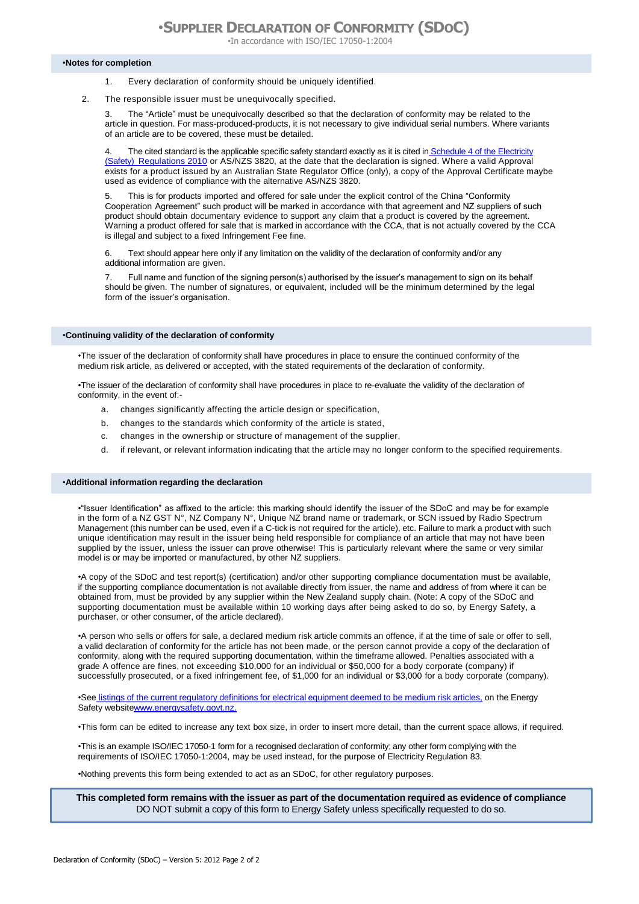# •SUPPLIER DECLARATION OF CONFORMITY (SDoC)

•In accordance with ISO/IEC 17050-1:2004

## •Notes for completion

1. Every declaration of conformity should be uniquely identified.
2. The responsible issuer must be unequivocally specified.
3. The "Article" must be unequivocally described so that the declaration of conformity may be related to the article in question. For mass-produced-products, it is not necessary to give individual serial numbers. Where variants of an article are to be covered, these must be detailed.
4. The cited standard is the applicable specific safety standard exactly as it is cited in Schedule 4 of the Electricity (Safety) Regulations 2010 or AS/NZS 3820, at the date that the declaration is signed. Where a valid Approval exists for a product issued by an Australian State Regulator Office (only), a copy of the Approval Certificate maybe used as evidence of compliance with the alternative AS/NZS 3820.
5. This is for products imported and offered for sale under the explicit control of the China "Conformity Cooperation Agreement" such product will be marked in accordance with that agreement and NZ suppliers of such product should obtain documentary evidence to support any claim that a product is covered by the agreement. Warning a product offered for sale that is marked in accordance with the CCA, that is not actually covered by the CCA is illegal and subject to a fixed Infringement Fee fine.
6. Text should appear here only if any limitation on the validity of the declaration of conformity and/or any additional information are given.
7. Full name and function of the signing person(s) authorised by the issuer's management to sign on its behalf should be given. The number of signatures, or equivalent, included will be the minimum determined by the legal form of the issuer's organisation.

## •Continuing validity of the declaration of conformity

•The issuer of the declaration of conformity shall have procedures in place to ensure the continued conformity of the medium risk article, as delivered or accepted, with the stated requirements of the declaration of conformity.

•The issuer of the declaration of conformity shall have procedures in place to re-evaluate the validity of the declaration of conformity, in the event of:-

a. changes significantly affecting the article design or specification,
b. changes to the standards which conformity of the article is stated,
c. changes in the ownership or structure of management of the supplier,
d. if relevant, or relevant information indicating that the article may no longer conform to the specified requirements.

## •Additional information regarding the declaration

•"Issuer Identification" as affixed to the article: this marking should identify the issuer of the SDoC and may be for example in the form of a NZ GST N°, NZ Company N°, Unique NZ brand name or trademark, or SCN issued by Radio Spectrum Management (this number can be used, even if a C-tick is not required for the article), etc. Failure to mark a product with such unique identification may result in the issuer being held responsible for compliance of an article that may not have been supplied by the issuer, unless the issuer can prove otherwise! This is particularly relevant where the same or very similar model is or may be imported or manufactured, by other NZ suppliers.

•A copy of the SDoC and test report(s) (certification) and/or other supporting compliance documentation must be available, if the supporting compliance documentation is not available directly from issuer, the name and address of from where it can be obtained from, must be provided by any supplier within the New Zealand supply chain. (Note: A copy of the SDoC and supporting documentation must be available within 10 working days after being asked to do so, by Energy Safety, a purchaser, or other consumer, of the article declared).

•A person who sells or offers for sale, a declared medium risk article commits an offence, if at the time of sale or offer to sell, a valid declaration of conformity for the article has not been made, or the person cannot provide a copy of the declaration of conformity, along with the required supporting documentation, within the timeframe allowed. Penalties associated with a grade A offence are fines, not exceeding $10,000 for an individual or $50,000 for a body corporate (company) if successfully prosecuted, or a fixed infringement fee, of $1,000 for an individual or $3,000 for a body corporate (company).

•See listings of the current regulatory definitions for electrical equipment deemed to be medium risk articles, on the Energy Safety websitewww.energysafety.govt.nz.

•This form can be edited to increase any text box size, in order to insert more detail, than the current space allows, if required.

•This is an example ISO/IEC 17050-1 form for a recognised declaration of conformity; any other form complying with the requirements of ISO/IEC 17050-1:2004, may be used instead, for the purpose of Electricity Regulation 83.

•Nothing prevents this form being extended to act as an SDoC, for other regulatory purposes.

**This completed form remains with the issuer as part of the documentation required as evidence of compliance**
DO NOT submit a copy of this form to Energy Safety unless specifically requested to do so.

Declaration of Conformity (SDoC) – Version 5: 2012